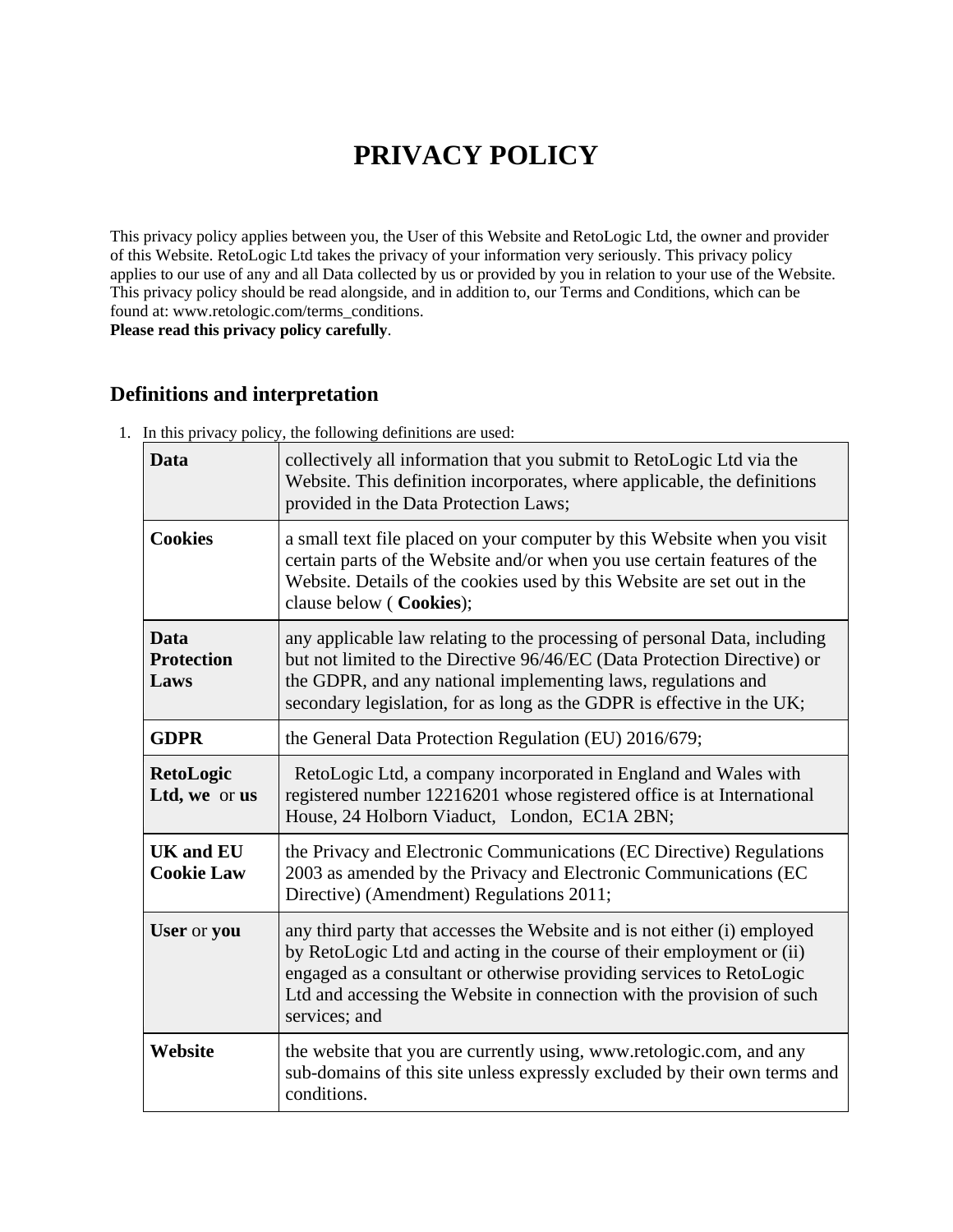# PRIVACY POLICY

This privacy policy applies between you, the User of this Website and RetoLogic Ltd, the owner and provider of this Website. RetoLogic Ltd takes the privacy of your information very seriously. This privacy policy applies to our use of any and all Data collected by us or provided by you in relation to your use of the Website. This privacy policy should be read alongside, and in addition to, our Terms and Conditions, which can be found at: www.retologic.com/terms_conditions.

**Please read this privacy policy carefully**.

## Definitions and interpretation

1. In this privacy policy, the following definitions are used:

| | |
|---|---|
| **Data** | collectively all information that you submit to RetoLogic Ltd via the Website. This definition incorporates, where applicable, the definitions provided in the Data Protection Laws; |
| **Cookies** | a small text file placed on your computer by this Website when you visit certain parts of the Website and/or when you use certain features of the Website. Details of the cookies used by this Website are set out in the clause below ( **Cookies**); |
| **Data Protection Laws** | any applicable law relating to the processing of personal Data, including but not limited to the Directive 96/46/EC (Data Protection Directive) or the GDPR, and any national implementing laws, regulations and secondary legislation, for as long as the GDPR is effective in the UK; |
| **GDPR** | the General Data Protection Regulation (EU) 2016/679; |
| **RetoLogic Ltd, we** or **us** | RetoLogic Ltd, a company incorporated in England and Wales with registered number 12216201 whose registered office is at International House, 24 Holborn Viaduct, London, EC1A 2BN; |
| **UK and EU Cookie Law** | the Privacy and Electronic Communications (EC Directive) Regulations 2003 as amended by the Privacy and Electronic Communications (EC Directive) (Amendment) Regulations 2011; |
| **User** or **you** | any third party that accesses the Website and is not either (i) employed by RetoLogic Ltd and acting in the course of their employment or (ii) engaged as a consultant or otherwise providing services to RetoLogic Ltd and accessing the Website in connection with the provision of such services; and |
| **Website** | the website that you are currently using, www.retologic.com, and any sub-domains of this site unless expressly excluded by their own terms and conditions. |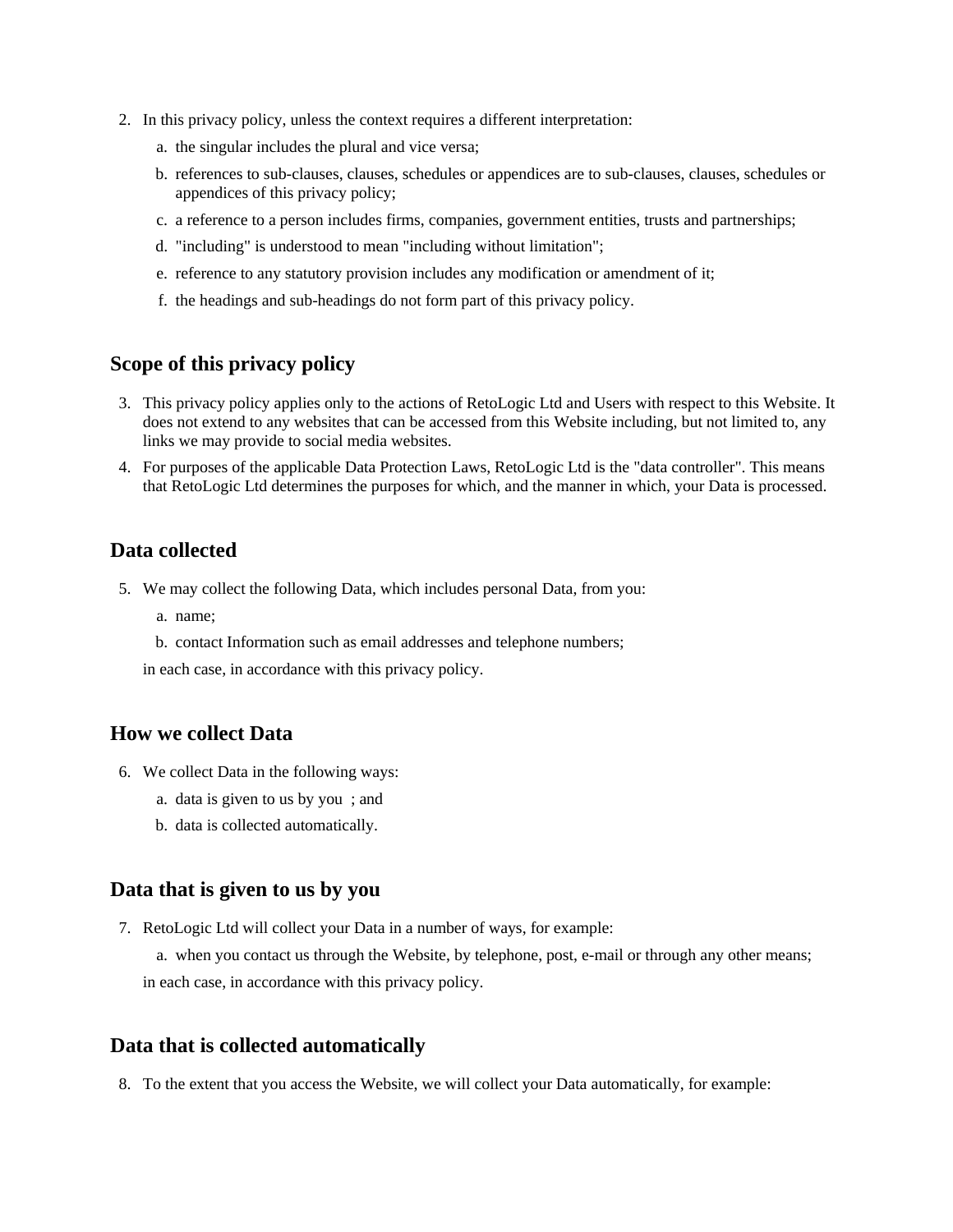2. In this privacy policy, unless the context requires a different interpretation:
    a. the singular includes the plural and vice versa;
    b. references to sub-clauses, clauses, schedules or appendices are to sub-clauses, clauses, schedules or appendices of this privacy policy;
    c. a reference to a person includes firms, companies, government entities, trusts and partnerships;
    d. "including" is understood to mean "including without limitation";
    e. reference to any statutory provision includes any modification or amendment of it;
    f. the headings and sub-headings do not form part of this privacy policy.

## Scope of this privacy policy

3. This privacy policy applies only to the actions of RetoLogic Ltd and Users with respect to this Website. It does not extend to any websites that can be accessed from this Website including, but not limited to, any links we may provide to social media websites.
4. For purposes of the applicable Data Protection Laws, RetoLogic Ltd is the "data controller". This means that RetoLogic Ltd determines the purposes for which, and the manner in which, your Data is processed.

## Data collected

5. We may collect the following Data, which includes personal Data, from you:
    a. name;
    b. contact Information such as email addresses and telephone numbers;

    in each case, in accordance with this privacy policy.

## How we collect Data

6. We collect Data in the following ways:
    a. data is given to us by you ; and
    b. data is collected automatically.

## Data that is given to us by you

7. RetoLogic Ltd will collect your Data in a number of ways, for example:
    a. when you contact us through the Website, by telephone, post, e-mail or through any other means;

    in each case, in accordance with this privacy policy.

## Data that is collected automatically

8. To the extent that you access the Website, we will collect your Data automatically, for example: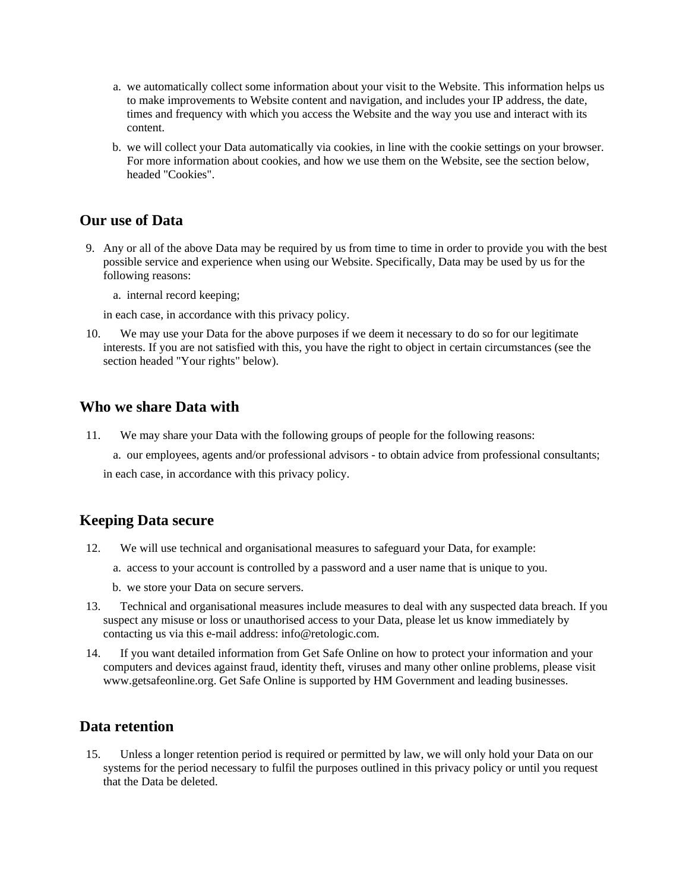a. we automatically collect some information about your visit to the Website. This information helps us to make improvements to Website content and navigation, and includes your IP address, the date, times and frequency with which you access the Website and the way you use and interact with its content.

b. we will collect your Data automatically via cookies, in line with the cookie settings on your browser. For more information about cookies, and how we use them on the Website, see the section below, headed "Cookies".

## Our use of Data

9. Any or all of the above Data may be required by us from time to time in order to provide you with the best possible service and experience when using our Website. Specifically, Data may be used by us for the following reasons:

   a. internal record keeping;

   in each case, in accordance with this privacy policy.

10. We may use your Data for the above purposes if we deem it necessary to do so for our legitimate interests. If you are not satisfied with this, you have the right to object in certain circumstances (see the section headed "Your rights" below).

## Who we share Data with

11. We may share your Data with the following groups of people for the following reasons:

    a. our employees, agents and/or professional advisors - to obtain advice from professional consultants;

    in each case, in accordance with this privacy policy.

## Keeping Data secure

12. We will use technical and organisational measures to safeguard your Data, for example:

    a. access to your account is controlled by a password and a user name that is unique to you.

    b. we store your Data on secure servers.

13. Technical and organisational measures include measures to deal with any suspected data breach. If you suspect any misuse or loss or unauthorised access to your Data, please let us know immediately by contacting us via this e-mail address: info@retologic.com.

14. If you want detailed information from Get Safe Online on how to protect your information and your computers and devices against fraud, identity theft, viruses and many other online problems, please visit www.getsafeonline.org. Get Safe Online is supported by HM Government and leading businesses.

## Data retention

15. Unless a longer retention period is required or permitted by law, we will only hold your Data on our systems for the period necessary to fulfil the purposes outlined in this privacy policy or until you request that the Data be deleted.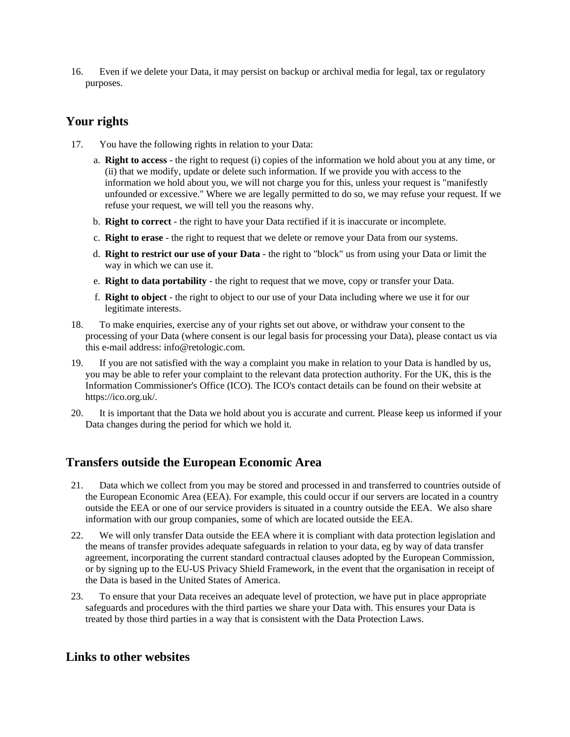16. Even if we delete your Data, it may persist on backup or archival media for legal, tax or regulatory purposes.

## Your rights

17. You have the following rights in relation to your Data:

    a. **Right to access** - the right to request (i) copies of the information we hold about you at any time, or (ii) that we modify, update or delete such information. If we provide you with access to the information we hold about you, we will not charge you for this, unless your request is "manifestly unfounded or excessive." Where we are legally permitted to do so, we may refuse your request. If we refuse your request, we will tell you the reasons why.

    b. **Right to correct** - the right to have your Data rectified if it is inaccurate or incomplete.

    c. **Right to erase** - the right to request that we delete or remove your Data from our systems.

    d. **Right to restrict our use of your Data** - the right to "block" us from using your Data or limit the way in which we can use it.

    e. **Right to data portability** - the right to request that we move, copy or transfer your Data.

    f. **Right to object** - the right to object to our use of your Data including where we use it for our legitimate interests.

18. To make enquiries, exercise any of your rights set out above, or withdraw your consent to the processing of your Data (where consent is our legal basis for processing your Data), please contact us via this e-mail address: info@retologic.com.

19. If you are not satisfied with the way a complaint you make in relation to your Data is handled by us, you may be able to refer your complaint to the relevant data protection authority. For the UK, this is the Information Commissioner's Office (ICO). The ICO's contact details can be found on their website at https://ico.org.uk/.

20. It is important that the Data we hold about you is accurate and current. Please keep us informed if your Data changes during the period for which we hold it.

## Transfers outside the European Economic Area

21. Data which we collect from you may be stored and processed in and transferred to countries outside of the European Economic Area (EEA). For example, this could occur if our servers are located in a country outside the EEA or one of our service providers is situated in a country outside the EEA. We also share information with our group companies, some of which are located outside the EEA.

22. We will only transfer Data outside the EEA where it is compliant with data protection legislation and the means of transfer provides adequate safeguards in relation to your data, eg by way of data transfer agreement, incorporating the current standard contractual clauses adopted by the European Commission, or by signing up to the EU-US Privacy Shield Framework, in the event that the organisation in receipt of the Data is based in the United States of America.

23. To ensure that your Data receives an adequate level of protection, we have put in place appropriate safeguards and procedures with the third parties we share your Data with. This ensures your Data is treated by those third parties in a way that is consistent with the Data Protection Laws.

## Links to other websites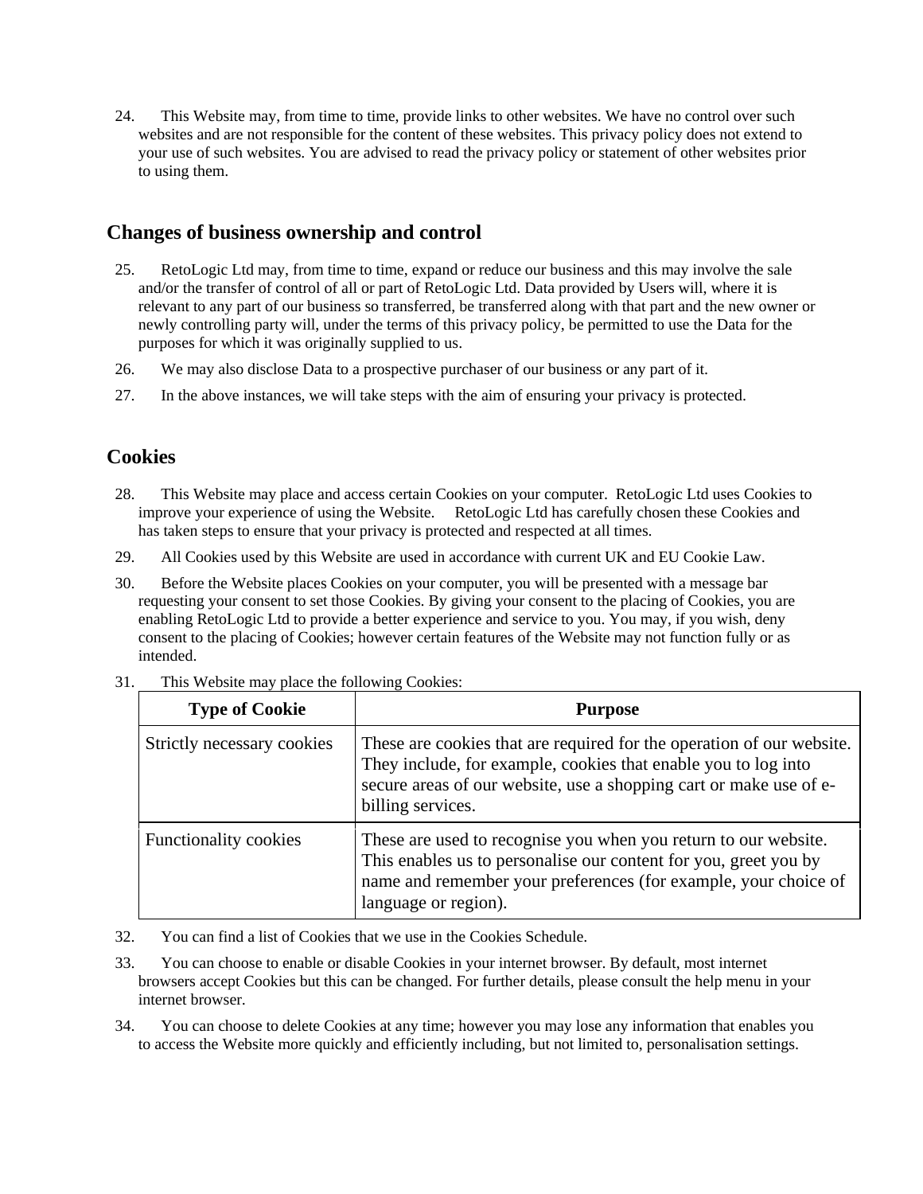24. This Website may, from time to time, provide links to other websites. We have no control over such websites and are not responsible for the content of these websites. This privacy policy does not extend to your use of such websites. You are advised to read the privacy policy or statement of other websites prior to using them.

## Changes of business ownership and control

25. RetoLogic Ltd may, from time to time, expand or reduce our business and this may involve the sale and/or the transfer of control of all or part of RetoLogic Ltd. Data provided by Users will, where it is relevant to any part of our business so transferred, be transferred along with that part and the new owner or newly controlling party will, under the terms of this privacy policy, be permitted to use the Data for the purposes for which it was originally supplied to us.

26. We may also disclose Data to a prospective purchaser of our business or any part of it.

27. In the above instances, we will take steps with the aim of ensuring your privacy is protected.

## Cookies

28. This Website may place and access certain Cookies on your computer. RetoLogic Ltd uses Cookies to improve your experience of using the Website. RetoLogic Ltd has carefully chosen these Cookies and has taken steps to ensure that your privacy is protected and respected at all times.

29. All Cookies used by this Website are used in accordance with current UK and EU Cookie Law.

30. Before the Website places Cookies on your computer, you will be presented with a message bar requesting your consent to set those Cookies. By giving your consent to the placing of Cookies, you are enabling RetoLogic Ltd to provide a better experience and service to you. You may, if you wish, deny consent to the placing of Cookies; however certain features of the Website may not function fully or as intended.

31. This Website may place the following Cookies:

| Type of Cookie | Purpose |
| --- | --- |
| Strictly necessary cookies | These are cookies that are required for the operation of our website. They include, for example, cookies that enable you to log into secure areas of our website, use a shopping cart or make use of e-billing services. |
| Functionality cookies | These are used to recognise you when you return to our website. This enables us to personalise our content for you, greet you by name and remember your preferences (for example, your choice of language or region). |

32. You can find a list of Cookies that we use in the Cookies Schedule.

33. You can choose to enable or disable Cookies in your internet browser. By default, most internet browsers accept Cookies but this can be changed. For further details, please consult the help menu in your internet browser.

34. You can choose to delete Cookies at any time; however you may lose any information that enables you to access the Website more quickly and efficiently including, but not limited to, personalisation settings.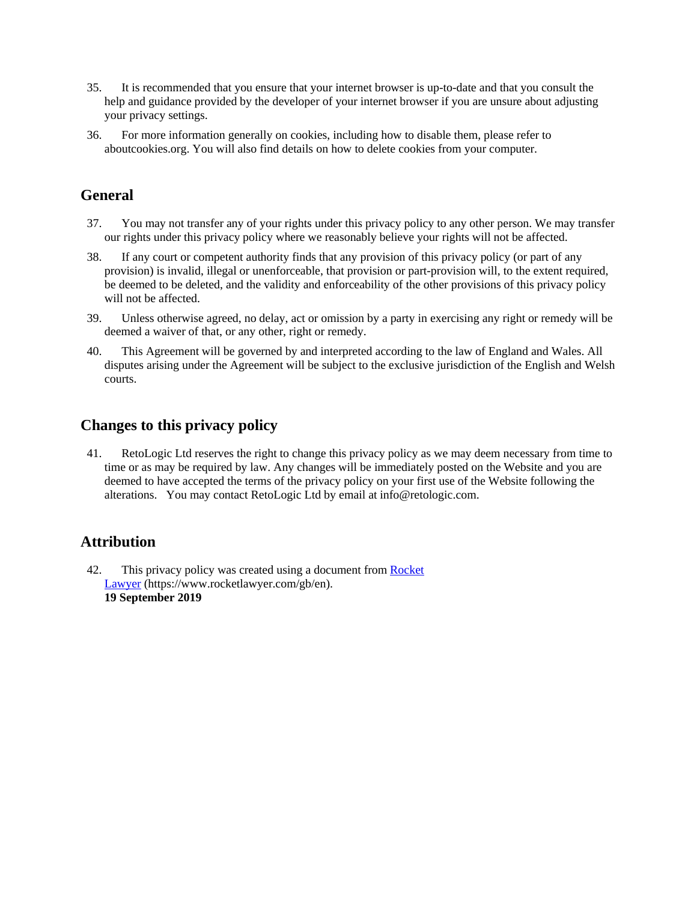35. It is recommended that you ensure that your internet browser is up-to-date and that you consult the help and guidance provided by the developer of your internet browser if you are unsure about adjusting your privacy settings.

36. For more information generally on cookies, including how to disable them, please refer to aboutcookies.org. You will also find details on how to delete cookies from your computer.

## General

37. You may not transfer any of your rights under this privacy policy to any other person. We may transfer our rights under this privacy policy where we reasonably believe your rights will not be affected.

38. If any court or competent authority finds that any provision of this privacy policy (or part of any provision) is invalid, illegal or unenforceable, that provision or part-provision will, to the extent required, be deemed to be deleted, and the validity and enforceability of the other provisions of this privacy policy will not be affected.

39. Unless otherwise agreed, no delay, act or omission by a party in exercising any right or remedy will be deemed a waiver of that, or any other, right or remedy.

40. This Agreement will be governed by and interpreted according to the law of England and Wales. All disputes arising under the Agreement will be subject to the exclusive jurisdiction of the English and Welsh courts.

## Changes to this privacy policy

41. RetoLogic Ltd reserves the right to change this privacy policy as we may deem necessary from time to time or as may be required by law. Any changes will be immediately posted on the Website and you are deemed to have accepted the terms of the privacy policy on your first use of the Website following the alterations. You may contact RetoLogic Ltd by email at info@retologic.com.

## Attribution

42. This privacy policy was created using a document from [Rocket Lawyer](https://www.rocketlawyer.com/gb/en) (https://www.rocketlawyer.com/gb/en).
**19 September 2019**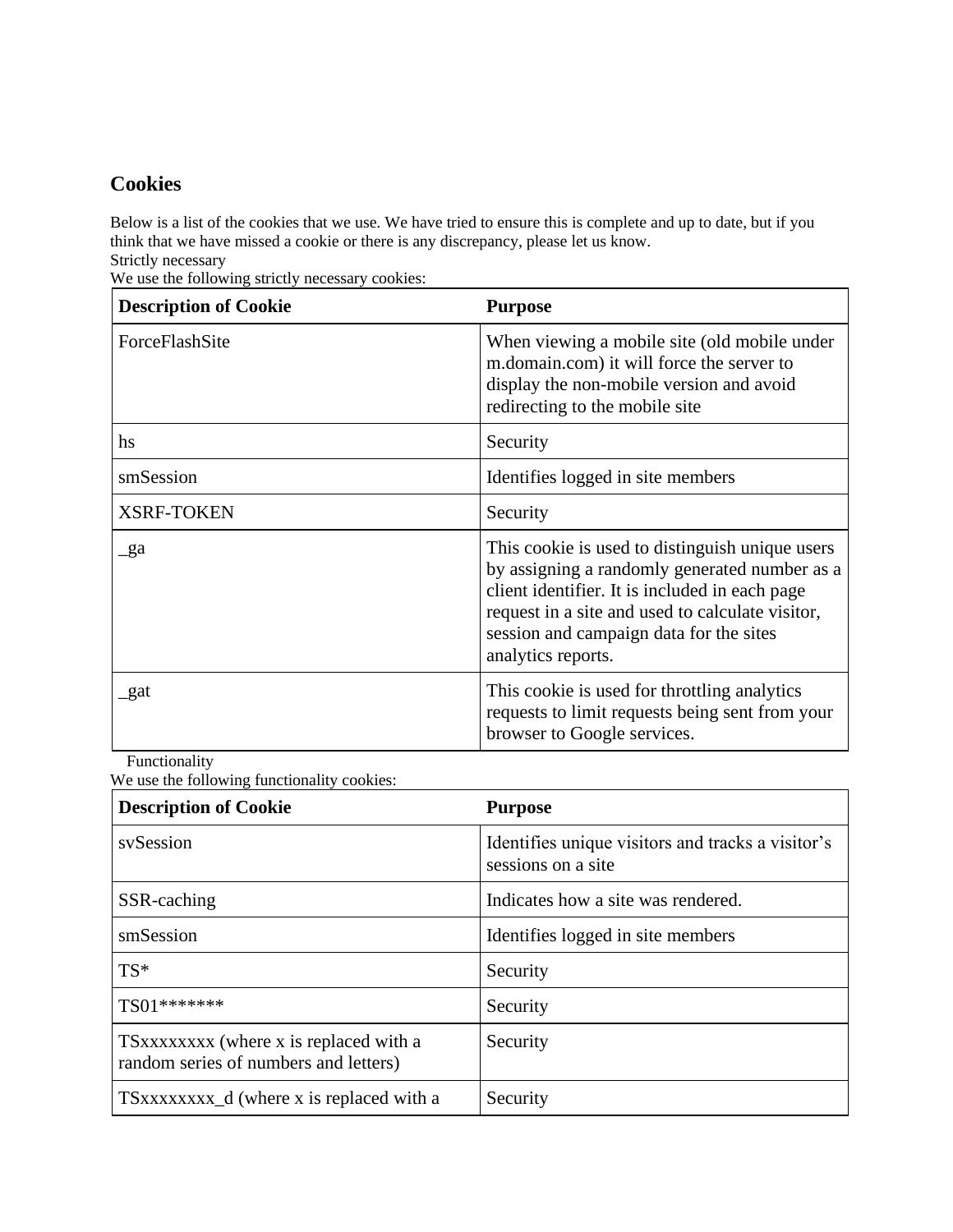## Cookies

Below is a list of the cookies that we use. We have tried to ensure this is complete and up to date, but if you think that we have missed a cookie or there is any discrepancy, please let us know.
Strictly necessary
We use the following strictly necessary cookies:

| Description of Cookie | Purpose |
| --- | --- |
| ForceFlashSite | When viewing a mobile site (old mobile under m.domain.com) it will force the server to display the non-mobile version and avoid redirecting to the mobile site |
| hs | Security |
| smSession | Identifies logged in site members |
| XSRF-TOKEN | Security |
| _ga | This cookie is used to distinguish unique users by assigning a randomly generated number as a client identifier. It is included in each page request in a site and used to calculate visitor, session and campaign data for the sites analytics reports. |
| _gat | This cookie is used for throttling analytics requests to limit requests being sent from your browser to Google services. |

Functionality
We use the following functionality cookies:

| Description of Cookie | Purpose |
| --- | --- |
| svSession | Identifies unique visitors and tracks a visitor's sessions on a site |
| SSR-caching | Indicates how a site was rendered. |
| smSession | Identifies logged in site members |
| TS* | Security |
| TS01******* | Security |
| TSxxxxxxxx (where x is replaced with a random series of numbers and letters) | Security |
| TSxxxxxxxx_d (where x is replaced with a | Security |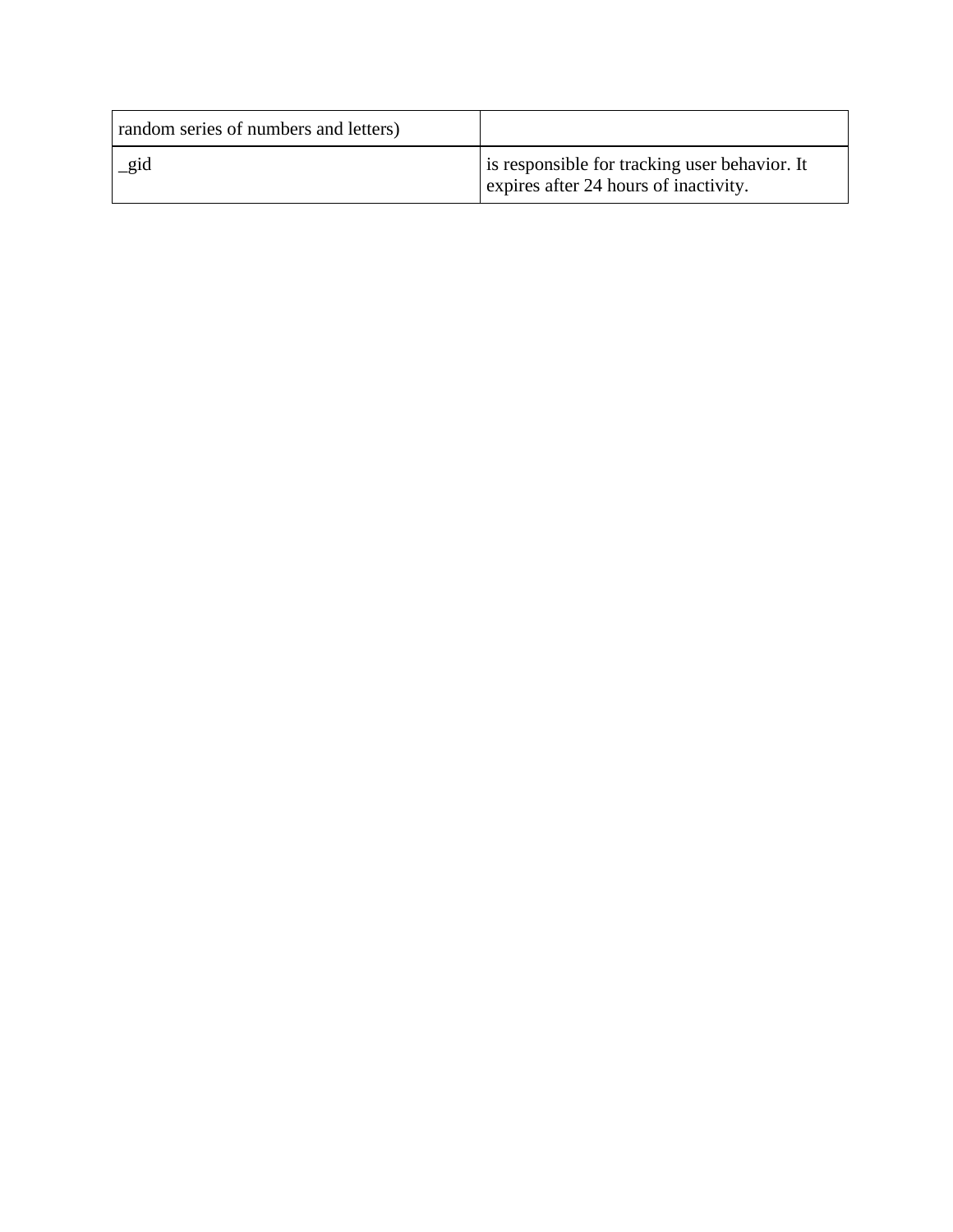| | |
|---|---|
| random series of numbers and letters) | |
| _gid | is responsible for tracking user behavior. It expires after 24 hours of inactivity. |